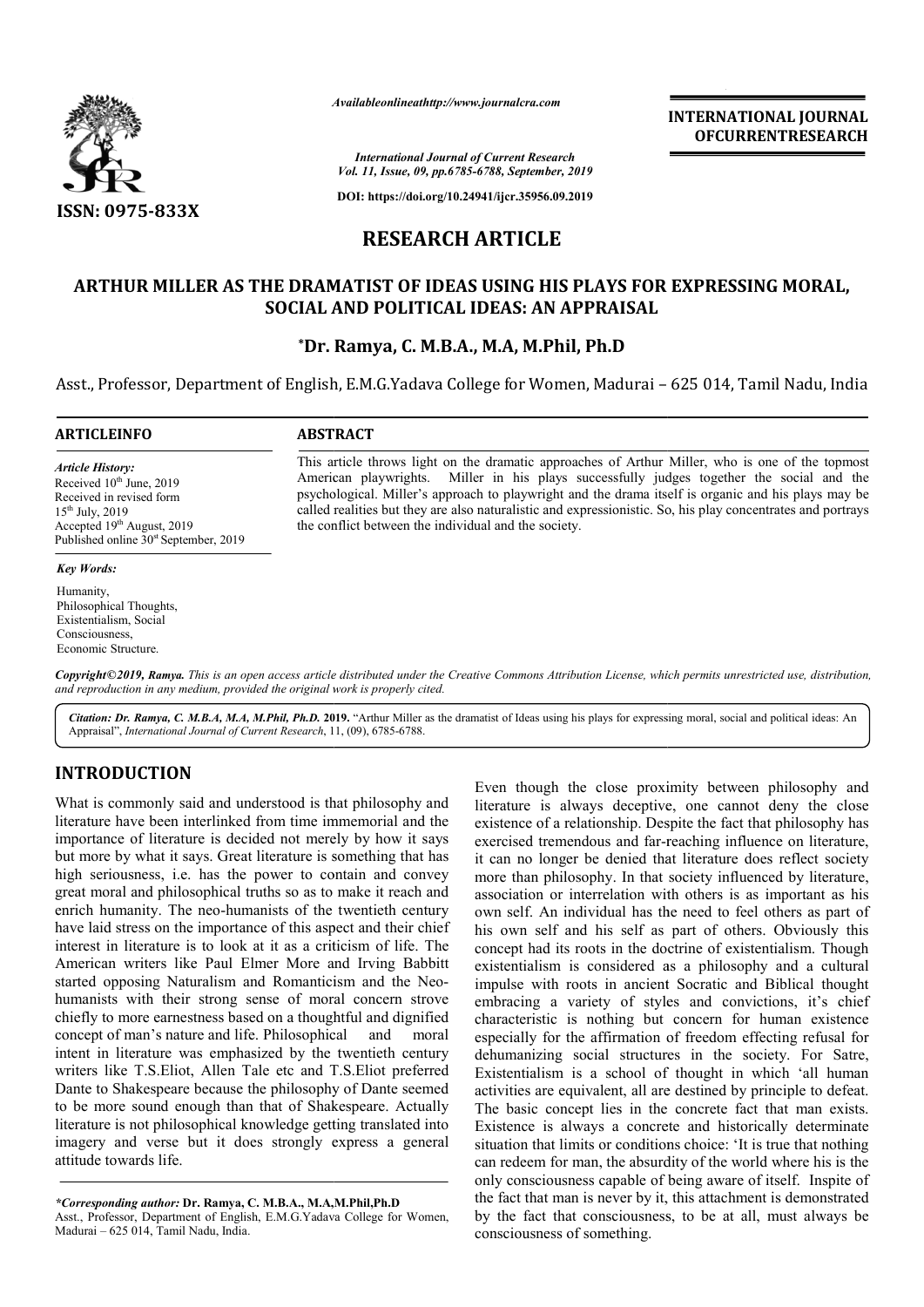# RESEARCH ARTICLE

## ARTHUR MILLER AS THE DRAMATIST OF IDEAS USING HIS PLAYS FOR EXPRESSING MORAL, SOCIAL AND POLITICAL IDEAS: AN APPRAISAL

**\*Dr. Ramya, C. M.B.A., M.A, M.Phil, Ph.D**

Asst., Professor, Department of English, E.M.G.Yadava College for Women, Madurai – 625 014, Tamil Nadu, India

**ARTICLE INFO**

*Article History:*
Received 10th June, 2019
Received in revised form 15th July, 2019
Accepted 19th August, 2019
Published online 30st September, 2019

*Key Words:*
Humanity, Philosophical Thoughts, Existentialism, Social Consciousness, Economic Structure.

**ABSTRACT**

This article throws light on the dramatic approaches of Arthur Miller, who is one of the topmost American playwrights. Miller in his plays successfully judges together the social and the psychological. Miller's approach to playwright and the drama itself is organic and his plays may be called realities but they are also naturalistic and expressionistic. So, his play concentrates and portrays the conflict between the individual and the society.

*Copyright©2019, Ramya. This is an open access article distributed under the Creative Commons Attribution License, which permits unrestricted use, distribution, and reproduction in any medium, provided the original work is properly cited.*

*Citation: Dr. Ramya, C. M.B.A, M.A, M.Phil, Ph.D.* **2019.** "Arthur Miller as the dramatist of Ideas using his plays for expressing moral, social and political ideas: An Appraisal", *International Journal of Current Research*, 11, (09), 6785-6788.

## INTRODUCTION

What is commonly said and understood is that philosophy and literature have been interlinked from time immemorial and the importance of literature is decided not merely by how it says but more by what it says. Great literature is something that has high seriousness, i.e. has the power to contain and convey great moral and philosophical truths so as to make it reach and enrich humanity. The neo-humanists of the twentieth century have laid stress on the importance of this aspect and their chief interest in literature is to look at it as a criticism of life. The American writers like Paul Elmer More and Irving Babbitt started opposing Naturalism and Romanticism and the Neo-humanists with their strong sense of moral concern strove chiefly to more earnestness based on a thoughtful and dignified concept of man's nature and life. Philosophical and moral intent in literature was emphasized by the twentieth century writers like T.S.Eliot, Allen Tale etc and T.S.Eliot preferred Dante to Shakespeare because the philosophy of Dante seemed to be more sound enough than that of Shakespeare. Actually literature is not philosophical knowledge getting translated into imagery and verse but it does strongly express a general attitude towards life.

Even though the close proximity between philosophy and literature is always deceptive, one cannot deny the close existence of a relationship. Despite the fact that philosophy has exercised tremendous and far-reaching influence on literature, it can no longer be denied that literature does reflect society more than philosophy. In that society influenced by literature, association or interrelation with others is as important as his own self. An individual has the need to feel others as part of his own self and his self as part of others. Obviously this concept had its roots in the doctrine of existentialism. Though existentialism is considered as a philosophy and a cultural impulse with roots in ancient Socratic and Biblical thought embracing a variety of styles and convictions, it's chief characteristic is nothing but concern for human existence especially for the affirmation of freedom effecting refusal for dehumanizing social structures in the society. For Satre, Existentialism is a school of thought in which 'all human activities are equivalent, all are destined by principle to defeat. The basic concept lies in the concrete fact that man exists. Existence is always a concrete and historically determinate situation that limits or conditions choice: 'It is true that nothing can redeem for man, the absurdity of the world where his is the only consciousness capable of being aware of itself. Inspite of the fact that man is never by it, this attachment is demonstrated by the fact that consciousness, to be at all, must always be consciousness of something.

*\*Corresponding author:* **Dr. Ramya, C. M.B.A., M.A,M.Phil,Ph.D**
Asst., Professor, Department of English, E.M.G.Yadava College for Women, Madurai – 625 014, Tamil Nadu, India.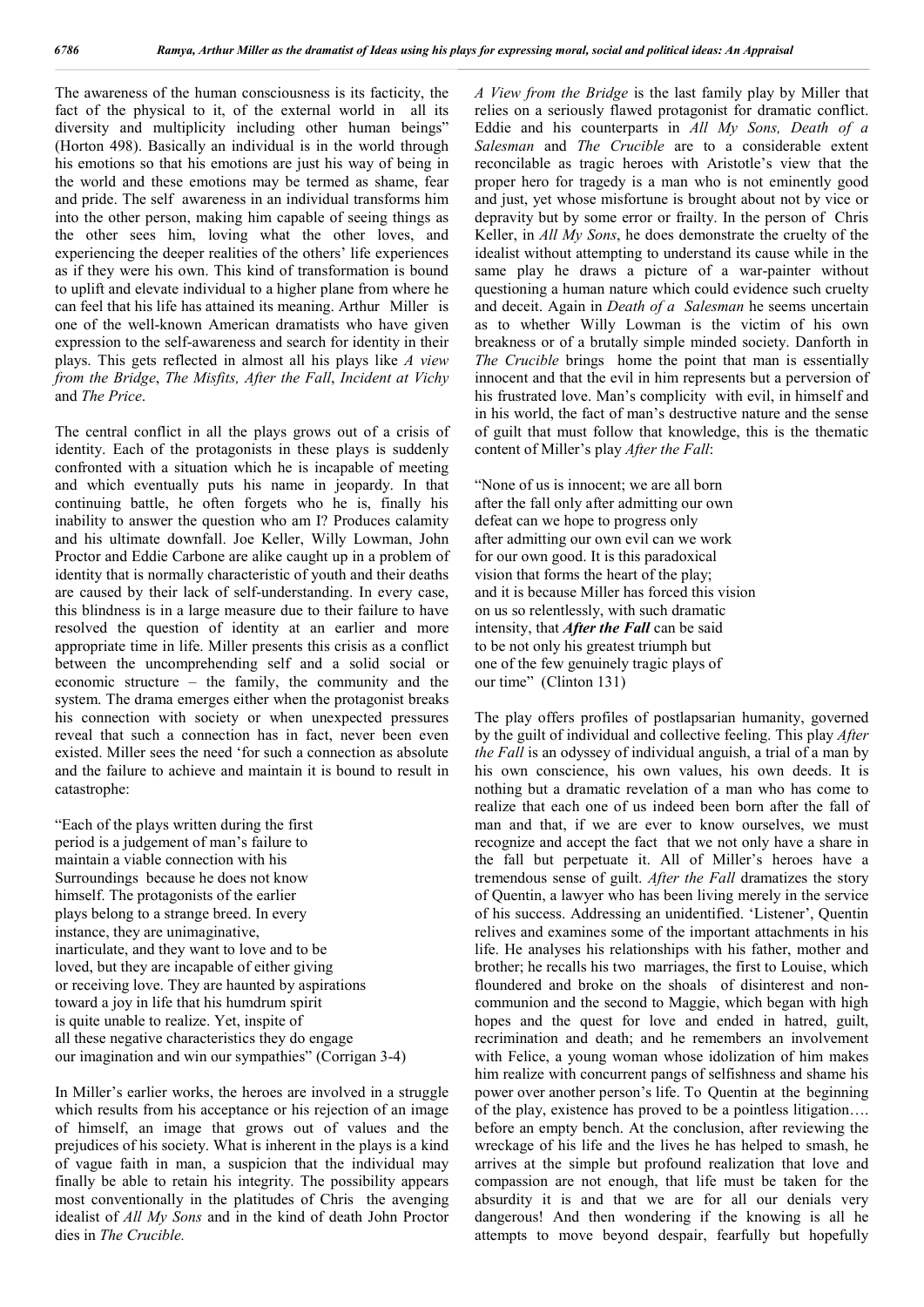The awareness of the human consciousness is its facticity, the fact of the physical to it, of the external world in all its diversity and multiplicity including other human beings" (Horton 498). Basically an individual is in the world through his emotions so that his emotions are just his way of being in the world and these emotions may be termed as shame, fear and pride. The self awareness in an individual transforms him into the other person, making him capable of seeing things as the other sees him, loving what the other loves, and experiencing the deeper realities of the others' life experiences as if they were his own. This kind of transformation is bound to uplift and elevate individual to a higher plane from where he can feel that his life has attained its meaning. Arthur Miller is one of the well-known American dramatists who have given expression to the self-awareness and search for identity in their plays. This gets reflected in almost all his plays like *A view from the Bridge*, *The Misfits, After the Fall*, *Incident at Vichy* and *The Price*.

The central conflict in all the plays grows out of a crisis of identity. Each of the protagonists in these plays is suddenly confronted with a situation which he is incapable of meeting and which eventually puts his name in jeopardy. In that continuing battle, he often forgets who he is, finally his inability to answer the question who am I? Produces calamity and his ultimate downfall. Joe Keller, Willy Lowman, John Proctor and Eddie Carbone are alike caught up in a problem of identity that is normally characteristic of youth and their deaths are caused by their lack of self-understanding. In every case, this blindness is in a large measure due to their failure to have resolved the question of identity at an earlier and more appropriate time in life. Miller presents this crisis as a conflict between the uncomprehending self and a solid social or economic structure – the family, the community and the system. The drama emerges either when the protagonist breaks his connection with society or when unexpected pressures reveal that such a connection has in fact, never been even existed. Miller sees the need 'for such a connection as absolute and the failure to achieve and maintain it is bound to result in catastrophe:

"Each of the plays written during the first period is a judgement of man's failure to maintain a viable connection with his Surroundings because he does not know himself. The protagonists of the earlier plays belong to a strange breed. In every instance, they are unimaginative, inarticulate, and they want to love and to be loved, but they are incapable of either giving or receiving love. They are haunted by aspirations toward a joy in life that his humdrum spirit is quite unable to realize. Yet, inspite of all these negative characteristics they do engage our imagination and win our sympathies" (Corrigan 3-4)

In Miller's earlier works, the heroes are involved in a struggle which results from his acceptance or his rejection of an image of himself, an image that grows out of values and the prejudices of his society. What is inherent in the plays is a kind of vague faith in man, a suspicion that the individual may finally be able to retain his integrity. The possibility appears most conventionally in the platitudes of Chris the avenging idealist of *All My Sons* and in the kind of death John Proctor dies in *The Crucible.*

*A View from the Bridge* is the last family play by Miller that relies on a seriously flawed protagonist for dramatic conflict. Eddie and his counterparts in *All My Sons, Death of a Salesman* and *The Crucible* are to a considerable extent reconcilable as tragic heroes with Aristotle's view that the proper hero for tragedy is a man who is not eminently good and just, yet whose misfortune is brought about not by vice or depravity but by some error or frailty. In the person of Chris Keller, in *All My Sons*, he does demonstrate the cruelty of the idealist without attempting to understand its cause while in the same play he draws a picture of a war-painter without questioning a human nature which could evidence such cruelty and deceit. Again in *Death of a Salesman* he seems uncertain as to whether Willy Lowman is the victim of his own breakness or of a brutally simple minded society. Danforth in *The Crucible* brings home the point that man is essentially innocent and that the evil in him represents but a perversion of his frustrated love. Man's complicity with evil, in himself and in his world, the fact of man's destructive nature and the sense of guilt that must follow that knowledge, this is the thematic content of Miller's play *After the Fall*:

"None of us is innocent; we are all born after the fall only after admitting our own defeat can we hope to progress only after admitting our own evil can we work for our own good. It is this paradoxical vision that forms the heart of the play; and it is because Miller has forced this vision on us so relentlessly, with such dramatic intensity, that ***After the Fall*** can be said to be not only his greatest triumph but one of the few genuinely tragic plays of our time" (Clinton 131)

The play offers profiles of postlapsarian humanity, governed by the guilt of individual and collective feeling. This play *After the Fall* is an odyssey of individual anguish, a trial of a man by his own conscience, his own values, his own deeds. It is nothing but a dramatic revelation of a man who has come to realize that each one of us indeed been born after the fall of man and that, if we are ever to know ourselves, we must recognize and accept the fact that we not only have a share in the fall but perpetuate it. All of Miller's heroes have a tremendous sense of guilt. *After the Fall* dramatizes the story of Quentin, a lawyer who has been living merely in the service of his success. Addressing an unidentified. 'Listener', Quentin relives and examines some of the important attachments in his life. He analyses his relationships with his father, mother and brother; he recalls his two marriages, the first to Louise, which floundered and broke on the shoals of disinterest and non-communion and the second to Maggie, which began with high hopes and the quest for love and ended in hatred, guilt, recrimination and death; and he remembers an involvement with Felice, a young woman whose idolization of him makes him realize with concurrent pangs of selfishness and shame his power over another person's life. To Quentin at the beginning of the play, existence has proved to be a pointless litigation…. before an empty bench. At the conclusion, after reviewing the wreckage of his life and the lives he has helped to smash, he arrives at the simple but profound realization that love and compassion are not enough, that life must be taken for the absurdity it is and that we are for all our denials very dangerous! And then wondering if the knowing is all he attempts to move beyond despair, fearfully but hopefully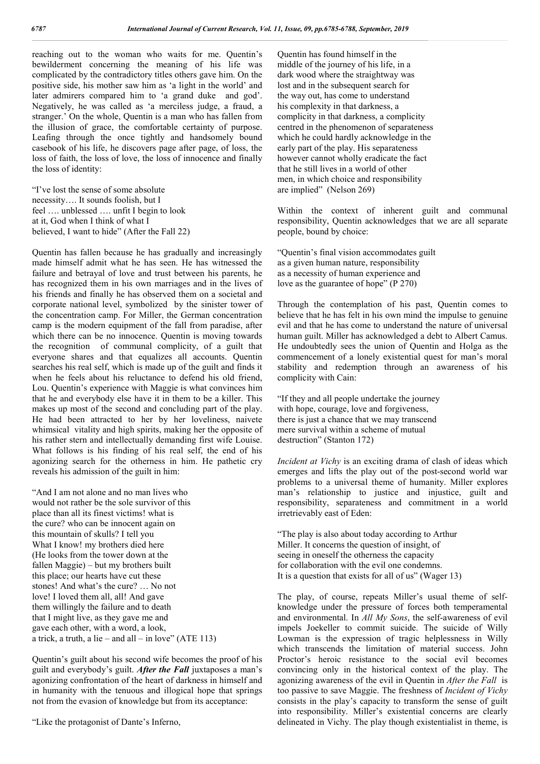reaching out to the woman who waits for me. Quentin's bewilderment concerning the meaning of his life was complicated by the contradictory titles others gave him. On the positive side, his mother saw him as 'a light in the world' and later admirers compared him to 'a grand duke and god'. Negatively, he was called as 'a merciless judge, a fraud, a stranger.' On the whole, Quentin is a man who has fallen from the illusion of grace, the comfortable certainty of purpose. Leafing through the once tightly and handsomely bound casebook of his life, he discovers page after page, of loss, the loss of faith, the loss of love, the loss of innocence and finally the loss of identity:

"I've lost the sense of some absolute
necessity…. It sounds foolish, but I
feel …. unblessed …. unfit I begin to look
at it, God when I think of what I
believed, I want to hide" (After the Fall 22)

Quentin has fallen because he has gradually and increasingly made himself admit what he has seen. He has witnessed the failure and betrayal of love and trust between his parents, he has recognized them in his own marriages and in the lives of his friends and finally he has observed them on a societal and corporate national level, symbolized by the sinister tower of the concentration camp. For Miller, the German concentration camp is the modern equipment of the fall from paradise, after which there can be no innocence. Quentin is moving towards the recognition of communal complicity, of a guilt that everyone shares and that equalizes all accounts. Quentin searches his real self, which is made up of the guilt and finds it when he feels about his reluctance to defend his old friend, Lou. Quentin's experience with Maggie is what convinces him that he and everybody else have it in them to be a killer. This makes up most of the second and concluding part of the play. He had been attracted to her by her loveliness, naivete whimsical vitality and high spirits, making her the opposite of his rather stern and intellectually demanding first wife Louise. What follows is his finding of his real self, the end of his agonizing search for the otherness in him. He pathetic cry reveals his admission of the guilt in him:

"And I am not alone and no man lives who
would not rather be the sole survivor of this
place than all its finest victims! what is
the cure? who can be innocent again on
this mountain of skulls? I tell you
What I know! my brothers died here
(He looks from the tower down at the
fallen Maggie) – but my brothers built
this place; our hearts have cut these
stones! And what's the cure? … No not
love! I loved them all, all! And gave
them willingly the failure and to death
that I might live, as they gave me and
gave each other, with a word, a look,
a trick, a truth, a lie – and all – in love" (ATE 113)

Quentin's guilt about his second wife becomes the proof of his guilt and everybody's guilt. ***After the Fall*** juxtaposes a man's agonizing confrontation of the heart of darkness in himself and in humanity with the tenuous and illogical hope that springs not from the evasion of knowledge but from its acceptance:

"Like the protagonist of Dante's Inferno,
Quentin has found himself in the
middle of the journey of his life, in a
dark wood where the straightway was
lost and in the subsequent search for
the way out, has come to understand
his complexity in that darkness, a
complicity in that darkness, a complicity
centred in the phenomenon of separateness
which he could hardly acknowledge in the
early part of the play. His separateness
however cannot wholly eradicate the fact
that he still lives in a world of other
men, in which choice and responsibility
are implied" (Nelson 269)

Within the context of inherent guilt and communal responsibility, Quentin acknowledges that we are all separate people, bound by choice:

"Quentin's final vision accommodates guilt
as a given human nature, responsibility
as a necessity of human experience and
love as the guarantee of hope" (P 270)

Through the contemplation of his past, Quentin comes to believe that he has felt in his own mind the impulse to genuine evil and that he has come to understand the nature of universal human guilt. Miller has acknowledged a debt to Albert Camus. He undoubtedly sees the union of Quentin and Holga as the commencement of a lonely existential quest for man's moral stability and redemption through an awareness of his complicity with Cain:

"If they and all people undertake the journey
with hope, courage, love and forgiveness,
there is just a chance that we may transcend
mere survival within a scheme of mutual
destruction" (Stanton 172)

*Incident at Vichy* is an exciting drama of clash of ideas which emerges and lifts the play out of the post-second world war problems to a universal theme of humanity. Miller explores man's relationship to justice and injustice, guilt and responsibility, separateness and commitment in a world irretrievably east of Eden:

"The play is also about today according to Arthur
Miller. It concerns the question of insight, of
seeing in oneself the otherness the capacity
for collaboration with the evil one condemns.
It is a question that exists for all of us" (Wager 13)

The play, of course, repeats Miller's usual theme of self-knowledge under the pressure of forces both temperamental and environmental. In *All My Sons*, the self-awareness of evil impels Joekeller to commit suicide. The suicide of Willy Lowman is the expression of tragic helplessness in Willy which transcends the limitation of material success. John Proctor's heroic resistance to the social evil becomes convincing only in the historical context of the play. The agonizing awareness of the evil in Quentin in *After the Fall* is too passive to save Maggie. The freshness of *Incident of Vichy* consists in the play's capacity to transform the sense of guilt into responsibility. Miller's existential concerns are clearly delineated in Vichy. The play though existentialist in theme, is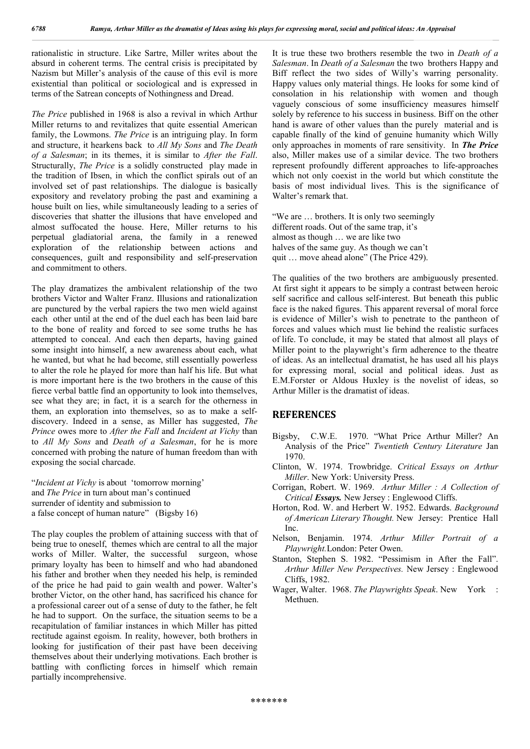rationalistic in structure. Like Sartre, Miller writes about the absurd in coherent terms. The central crisis is precipitated by Nazism but Miller's analysis of the cause of this evil is more existential than political or sociological and is expressed in terms of the Satrean concepts of Nothingness and Dread.

*The Price* published in 1968 is also a revival in which Arthur Miller returns to and revitalizes that quite essential American family, the Lowmons. *The Price* is an intriguing play. In form and structure, it hearkens back to *All My Sons* and *The Death of a Salesman*; in its themes, it is similar to *After the Fall*. Structurally, *The Price* is a solidly constructed play made in the tradition of Ibsen, in which the conflict spirals out of an involved set of past relationships. The dialogue is basically expository and revelatory probing the past and examining a house built on lies, while simultaneously leading to a series of discoveries that shatter the illusions that have enveloped and almost suffocated the house. Here, Miller returns to his perpetual gladiatorial arena, the family in a renewed exploration of the relationship between actions and consequences, guilt and responsibility and self-preservation and commitment to others.

The play dramatizes the ambivalent relationship of the two brothers Victor and Walter Franz. Illusions and rationalization are punctured by the verbal rapiers the two men wield against each other until at the end of the duel each has been laid bare to the bone of reality and forced to see some truths he has attempted to conceal. And each then departs, having gained some insight into himself, a new awareness about each, what he wanted, but what he had become, still essentially powerless to alter the role he played for more than half his life. But what is more important here is the two brothers in the cause of this fierce verbal battle find an opportunity to look into themselves, see what they are; in fact, it is a search for the otherness in them, an exploration into themselves, so as to make a self-discovery. Indeed in a sense, as Miller has suggested, *The Prince* owes more to *After the Fall* and *Incident at Vichy* than to *All My Sons* and *Death of a Salesman*, for he is more concerned with probing the nature of human freedom than with exposing the social charcade.

"*Incident at Vichy* is about 'tomorrow morning'
and *The Price* in turn about man's continued
surrender of identity and submission to
a false concept of human nature" (Bigsby 16)

The play couples the problem of attaining success with that of being true to oneself, themes which are central to all the major works of Miller. Walter, the successful surgeon, whose primary loyalty has been to himself and who had abandoned his father and brother when they needed his help, is reminded of the price he had paid to gain wealth and power. Walter's brother Victor, on the other hand, has sacrificed his chance for a professional career out of a sense of duty to the father, he felt he had to support. On the surface, the situation seems to be a recapitulation of familiar instances in which Miller has pitted rectitude against egoism. In reality, however, both brothers in looking for justification of their past have been deceiving themselves about their underlying motivations. Each brother is battling with conflicting forces in himself which remain partially incomprehensive.

It is true these two brothers resemble the two in *Death of a Salesman*. In *Death of a Salesman* the two brothers Happy and Biff reflect the two sides of Willy's warring personality. Happy values only material things. He looks for some kind of consolation in his relationship with women and though vaguely conscious of some insufficiency measures himself solely by reference to his success in business. Biff on the other hand is aware of other values than the purely material and is capable finally of the kind of genuine humanity which Willy only approaches in moments of rare sensitivity. In ***The Price*** also, Miller makes use of a similar device. The two brothers represent profoundly different approaches to life-approaches which not only coexist in the world but which constitute the basis of most individual lives. This is the significance of Walter's remark that.

"We are … brothers. It is only two seemingly
different roads. Out of the same trap, it's
almost as though … we are like two
halves of the same guy. As though we can't
quit … move ahead alone" (The Price 429).

The qualities of the two brothers are ambiguously presented. At first sight it appears to be simply a contrast between heroic self sacrifice and callous self-interest. But beneath this public face is the naked figures. This apparent reversal of moral force is evidence of Miller's wish to penetrate to the pantheon of forces and values which must lie behind the realistic surfaces of life. To conclude, it may be stated that almost all plays of Miller point to the playwright's firm adherence to the theatre of ideas. As an intellectual dramatist, he has used all his plays for expressing moral, social and political ideas. Just as E.M.Forster or Aldous Huxley is the novelist of ideas, so Arthur Miller is the dramatist of ideas.

## REFERENCES

- Bigsby, C.W.E. 1970. "What Price Arthur Miller? An Analysis of the Price" *Twentieth Century Literature* Jan 1970.
- Clinton, W. 1974. Trowbridge. *Critical Essays on Arthur Miller*. New York: University Press.
- Corrigan, Robert. W. 1969. *Arthur Miller : A Collection of Critical **Essays.*** New Jersey : Englewood Cliffs.
- Horton, Rod. W. and Herbert W. 1952. Edwards. *Background of American Literary Thought.* New Jersey: Prentice Hall Inc.
- Nelson, Benjamin. 1974. *Arthur Miller Portrait of a Playwright.* London: Peter Owen.
- Stanton, Stephen S. 1982. "Pessimism in After the Fall". *Arthur Miller New Perspectives.* New Jersey : Englewood Cliffs, 1982.
- Wager, Walter. 1968. *The Playwrights Speak*. New York : Methuen.

\*\*\*\*\*\*\*